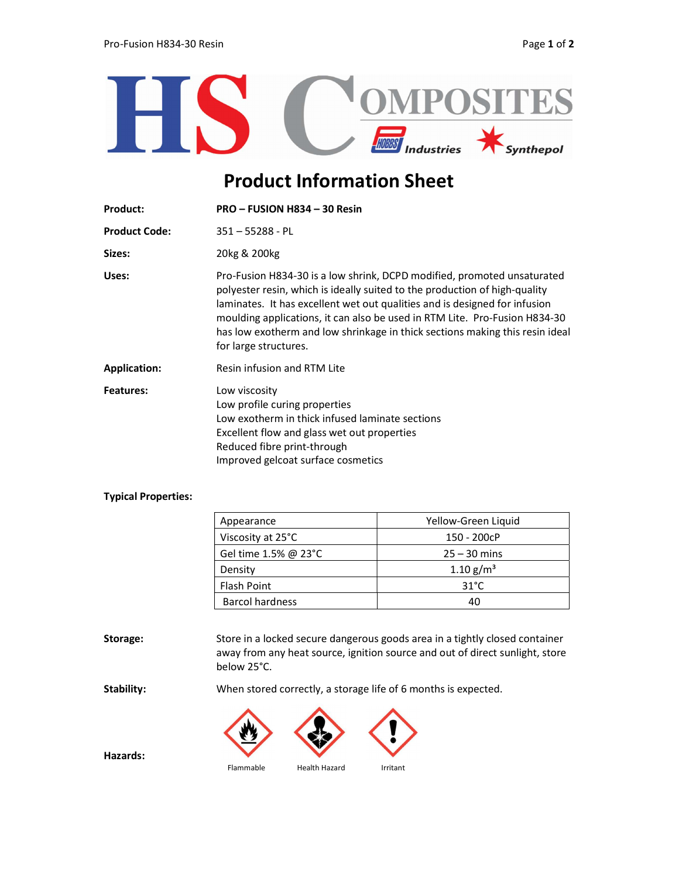# HS Composites

Hobbs Industries · Synthepol

## Product Information Sheet

**Product:** **PRO – FUSION H834 – 30 Resin**

**Product Code:** 351 – 55288 - PL

**Sizes:** 20kg & 200kg

**Uses:** Pro-Fusion H834-30 is a low shrink, DCPD modified, promoted unsaturated polyester resin, which is ideally suited to the production of high-quality laminates. It has excellent wet out qualities and is designed for infusion moulding applications, it can also be used in RTM Lite. Pro-Fusion H834-30 has low exotherm and low shrinkage in thick sections making this resin ideal for large structures.

**Application:** Resin infusion and RTM Lite

**Features:**

- Low viscosity
- Low profile curing properties
- Low exotherm in thick infused laminate sections
- Excellent flow and glass wet out properties
- Reduced fibre print-through
- Improved gelcoat surface cosmetics

**Typical Properties:**

| Property | Value |
|---|---|
| Appearance | Yellow-Green Liquid |
| Viscosity at 25°C | 150 - 200cP |
| Gel time 1.5% @ 23°C | 25 – 30 mins |
| Density | 1.10 g/m³ |
| Flash Point | 31°C |
| Barcol hardness | 40 |

**Storage:** Store in a locked secure dangerous goods area in a tightly closed container away from any heat source, ignition source and out of direct sunlight, store below 25°C.

**Stability:** When stored correctly, a storage life of 6 months is expected.

**Hazards:**

Flammable · Health Hazard · Irritant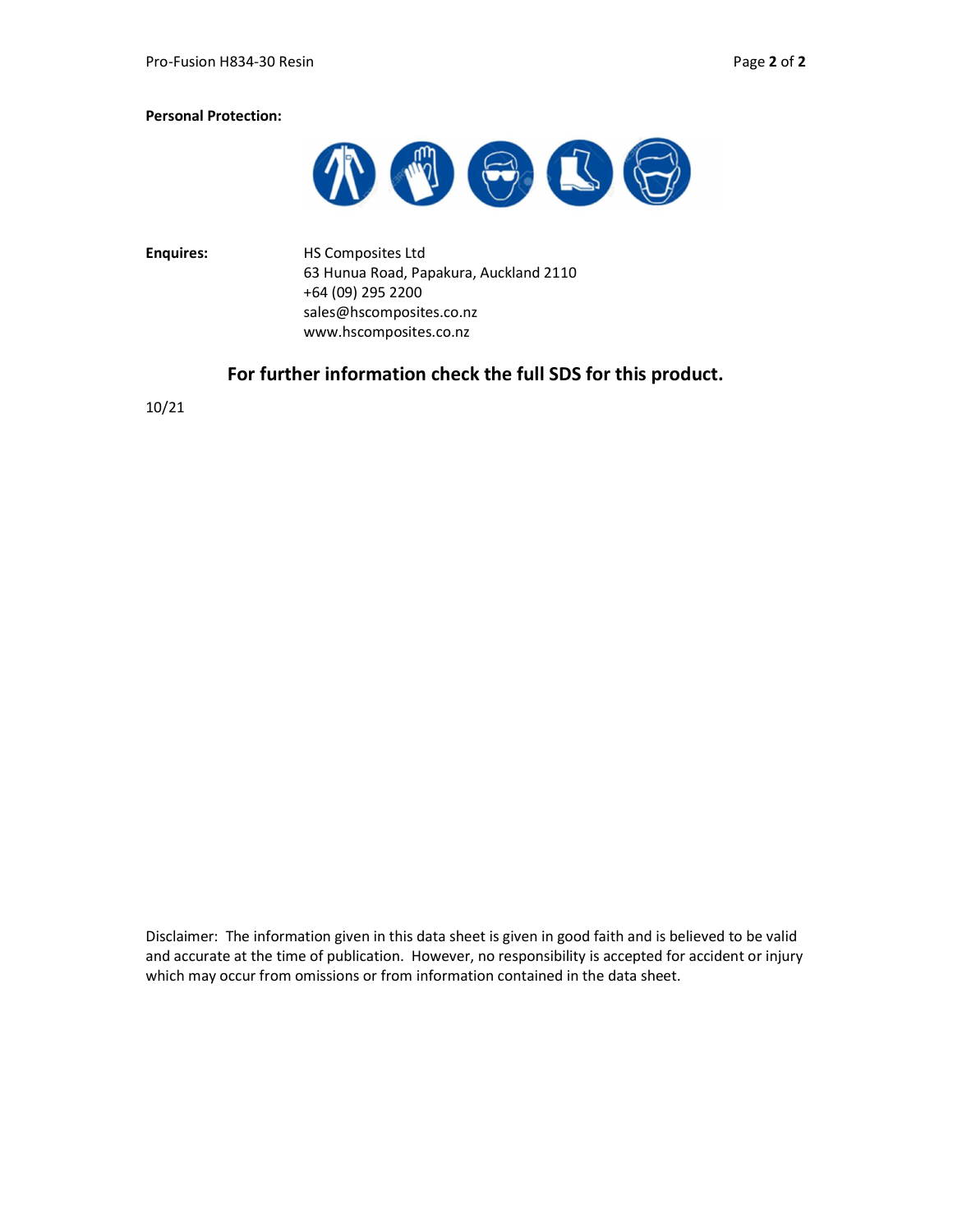**Personal Protection:**

**Enquires:**

HS Composites Ltd
63 Hunua Road, Papakura, Auckland 2110
+64 (09) 295 2200
sales@hscomposites.co.nz
www.hscomposites.co.nz

**For further information check the full SDS for this product.**

10/21

Disclaimer: The information given in this data sheet is given in good faith and is believed to be valid and accurate at the time of publication. However, no responsibility is accepted for accident or injury which may occur from omissions or from information contained in the data sheet.